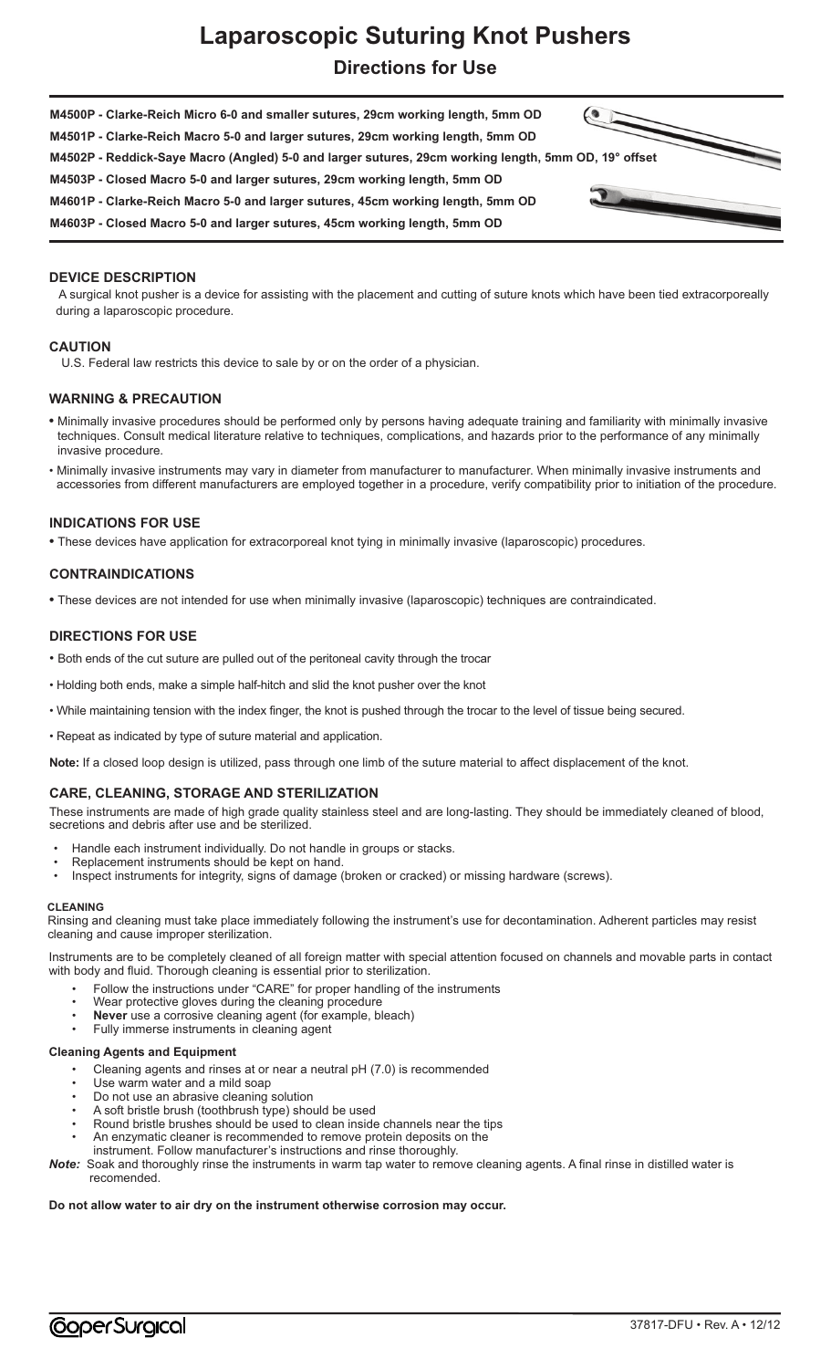# Laparoscopic Suturing Knot Pushers

## Directions for Use

**M4500P - Clarke-Reich Micro 6-0 and smaller sutures, 29cm working length, 5mm OD**

**M4501P - Clarke-Reich Macro 5-0 and larger sutures, 29cm working length, 5mm OD**

**M4502P - Reddick-Saye Macro (Angled) 5-0 and larger sutures, 29cm working length, 5mm OD, 19° offset**

**M4503P - Closed Macro 5-0 and larger sutures, 29cm working length, 5mm OD**

**M4601P - Clarke-Reich Macro 5-0 and larger sutures, 45cm working length, 5mm OD**

**M4603P - Closed Macro 5-0 and larger sutures, 45cm working length, 5mm OD**

### DEVICE DESCRIPTION

A surgical knot pusher is a device for assisting with the placement and cutting of suture knots which have been tied extracorporeally during a laparoscopic procedure.

### CAUTION

U.S. Federal law restricts this device to sale by or on the order of a physician.

### WARNING & PRECAUTION

- Minimally invasive procedures should be performed only by persons having adequate training and familiarity with minimally invasive techniques. Consult medical literature relative to techniques, complications, and hazards prior to the performance of any minimally invasive procedure.
- Minimally invasive instruments may vary in diameter from manufacturer to manufacturer. When minimally invasive instruments and accessories from different manufacturers are employed together in a procedure, verify compatibility prior to initiation of the procedure.

### INDICATIONS FOR USE

- These devices have application for extracorporeal knot tying in minimally invasive (laparoscopic) procedures.

### CONTRAINDICATIONS

- These devices are not intended for use when minimally invasive (laparoscopic) techniques are contraindicated.

### DIRECTIONS FOR USE

- Both ends of the cut suture are pulled out of the peritoneal cavity through the trocar
- Holding both ends, make a simple half-hitch and slid the knot pusher over the knot
- While maintaining tension with the index finger, the knot is pushed through the trocar to the level of tissue being secured.
- Repeat as indicated by type of suture material and application.

**Note:** If a closed loop design is utilized, pass through one limb of the suture material to affect displacement of the knot.

### CARE, CLEANING, STORAGE AND STERILIZATION

These instruments are made of high grade quality stainless steel and are long-lasting. They should be immediately cleaned of blood, secretions and debris after use and be sterilized.

- Handle each instrument individually. Do not handle in groups or stacks.
- Replacement instruments should be kept on hand.
- Inspect instruments for integrity, signs of damage (broken or cracked) or missing hardware (screws).

#### CLEANING

Rinsing and cleaning must take place immediately following the instrument's use for decontamination. Adherent particles may resist cleaning and cause improper sterilization.

Instruments are to be completely cleaned of all foreign matter with special attention focused on channels and movable parts in contact with body and fluid. Thorough cleaning is essential prior to sterilization.

- Follow the instructions under "CARE" for proper handling of the instruments
- Wear protective gloves during the cleaning procedure
- **Never** use a corrosive cleaning agent (for example, bleach)
- Fully immerse instruments in cleaning agent

#### Cleaning Agents and Equipment

- Cleaning agents and rinses at or near a neutral pH (7.0) is recommended
- Use warm water and a mild soap
- Do not use an abrasive cleaning solution
- A soft bristle brush (toothbrush type) should be used
- Round bristle brushes should be used to clean inside channels near the tips
- An enzymatic cleaner is recommended to remove protein deposits on the instrument. Follow manufacturer's instructions and rinse thoroughly.

***Note:*** Soak and thoroughly rinse the instruments in warm tap water to remove cleaning agents. A final rinse in distilled water is recomended.

**Do not allow water to air dry on the instrument otherwise corrosion may occur.**

CooperSurgical

37817-DFU • Rev. A • 12/12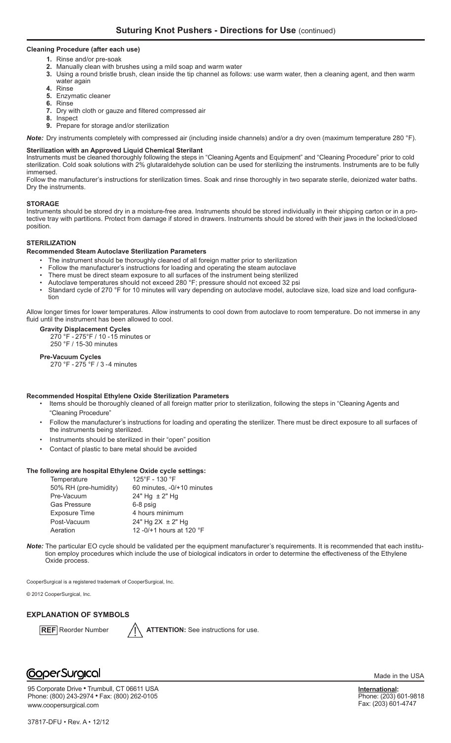# Suturing Knot Pushers - Directions for Use (continued)

**Cleaning Procedure (after each use)**

1. Rinse and/or pre-soak
2. Manually clean with brushes using a mild soap and warm water
3. Using a round bristle brush, clean inside the tip channel as follows: use warm water, then a cleaning agent, and then warm water again
4. Rinse
5. Enzymatic cleaner
6. Rinse
7. Dry with cloth or gauze and filtered compressed air
8. Inspect
9. Prepare for storage and/or sterilization

***Note:*** Dry instruments completely with compressed air (including inside channels) and/or a dry oven (maximum temperature 280 °F).

**Sterilization with an Approved Liquid Chemical Sterilant**

Instruments must be cleaned thoroughly following the steps in "Cleaning Agents and Equipment" and "Cleaning Procedure" prior to cold sterilization. Cold soak solutions with 2% glutaraldehyde solution can be used for sterilizing the instruments. Instruments are to be fully immersed.

Follow the manufacturer's instructions for sterilization times. Soak and rinse thoroughly in two separate sterile, deionized water baths. Dry the instruments.

**STORAGE**

Instruments should be stored dry in a moisture-free area. Instruments should be stored individually in their shipping carton or in a protective tray with partitions. Protect from damage if stored in drawers. Instruments should be stored with their jaws in the locked/closed position.

**STERILIZATION**

**Recommended Steam Autoclave Sterilization Parameters**

- The instrument should be thoroughly cleaned of all foreign matter prior to sterilization
- Follow the manufacturer's instructions for loading and operating the steam autoclave
- There must be direct steam exposure to all surfaces of the instrument being sterilized
- Autoclave temperatures should not exceed 280 °F; pressure should not exceed 32 psi
- Standard cycle of 270 °F for 10 minutes will vary depending on autoclave model, autoclave size, load size and load configuration

Allow longer times for lower temperatures. Allow instruments to cool down from autoclave to room temperature. Do not immerse in any fluid until the instrument has been allowed to cool.

**Gravity Displacement Cycles**
270 °F - 275°F / 10 -15 minutes or
250 °F / 15-30 minutes

**Pre-Vacuum Cycles**
270 °F - 275 °F / 3 -4 minutes

**Recommended Hospital Ethylene Oxide Sterilization Parameters**

- Items should be thoroughly cleaned of all foreign matter prior to sterilization, following the steps in "Cleaning Agents and "Cleaning Procedure"
- Follow the manufacturer's instructions for loading and operating the sterilizer. There must be direct exposure to all surfaces of the instruments being sterilized.
- Instruments should be sterilized in their "open" position
- Contact of plastic to bare metal should be avoided

**The following are hospital Ethylene Oxide cycle settings:**

| | |
|---|---|
| Temperature | 125°F - 130 °F |
| 50% RH (pre-humidity) | 60 minutes, -0/+10 minutes |
| Pre-Vacuum | 24" Hg ± 2" Hg |
| Gas Pressure | 6-8 psig |
| Exposure Time | 4 hours minimum |
| Post-Vacuum | 24" Hg 2X ± 2" Hg |
| Aeration | 12 -0/+1 hours at 120 °F |

***Note:*** The particular EO cycle should be validated per the equipment manufacturer's requirements. It is recommended that each institution employ procedures which include the use of biological indicators in order to determine the effectiveness of the Ethylene Oxide process.

CooperSurgical is a registered trademark of CooperSurgical, Inc.

© 2012 CooperSurgical, Inc.

**EXPLANATION OF SYMBOLS**

REF Reorder Number

⚠ **ATTENTION:** See instructions for use.

CooperSurgical

Made in the USA

95 Corporate Drive • Trumbull, CT 06611 USA
Phone: (800) 243-2974 • Fax: (800) 262-0105
www.coopersurgical.com

**International:**
Phone: (203) 601-9818
Fax: (203) 601-4747

37817-DFU • Rev. A • 12/12